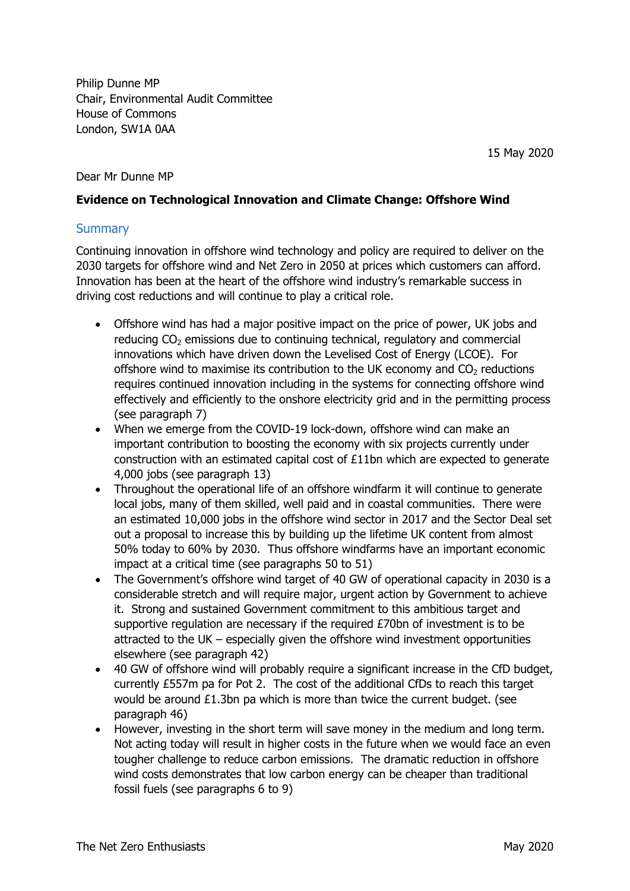Philip Dunne MP
Chair, Environmental Audit Committee
House of Commons
London, SW1A 0AA

15 May 2020

Dear Mr Dunne MP

**Evidence on Technological Innovation and Climate Change: Offshore Wind**

## Summary

Continuing innovation in offshore wind technology and policy are required to deliver on the 2030 targets for offshore wind and Net Zero in 2050 at prices which customers can afford. Innovation has been at the heart of the offshore wind industry's remarkable success in driving cost reductions and will continue to play a critical role.

- Offshore wind has had a major positive impact on the price of power, UK jobs and reducing $CO_2$ emissions due to continuing technical, regulatory and commercial innovations which have driven down the Levelised Cost of Energy (LCOE). For offshore wind to maximise its contribution to the UK economy and $CO_2$ reductions requires continued innovation including in the systems for connecting offshore wind effectively and efficiently to the onshore electricity grid and in the permitting process (see paragraph 7)
- When we emerge from the COVID-19 lock-down, offshore wind can make an important contribution to boosting the economy with six projects currently under construction with an estimated capital cost of £11bn which are expected to generate 4,000 jobs (see paragraph 13)
- Throughout the operational life of an offshore windfarm it will continue to generate local jobs, many of them skilled, well paid and in coastal communities. There were an estimated 10,000 jobs in the offshore wind sector in 2017 and the Sector Deal set out a proposal to increase this by building up the lifetime UK content from almost 50% today to 60% by 2030. Thus offshore windfarms have an important economic impact at a critical time (see paragraphs 50 to 51)
- The Government's offshore wind target of 40 GW of operational capacity in 2030 is a considerable stretch and will require major, urgent action by Government to achieve it. Strong and sustained Government commitment to this ambitious target and supportive regulation are necessary if the required £70bn of investment is to be attracted to the UK – especially given the offshore wind investment opportunities elsewhere (see paragraph 42)
- 40 GW of offshore wind will probably require a significant increase in the CfD budget, currently £557m pa for Pot 2. The cost of the additional CfDs to reach this target would be around £1.3bn pa which is more than twice the current budget. (see paragraph 46)
- However, investing in the short term will save money in the medium and long term. Not acting today will result in higher costs in the future when we would face an even tougher challenge to reduce carbon emissions. The dramatic reduction in offshore wind costs demonstrates that low carbon energy can be cheaper than traditional fossil fuels (see paragraphs 6 to 9)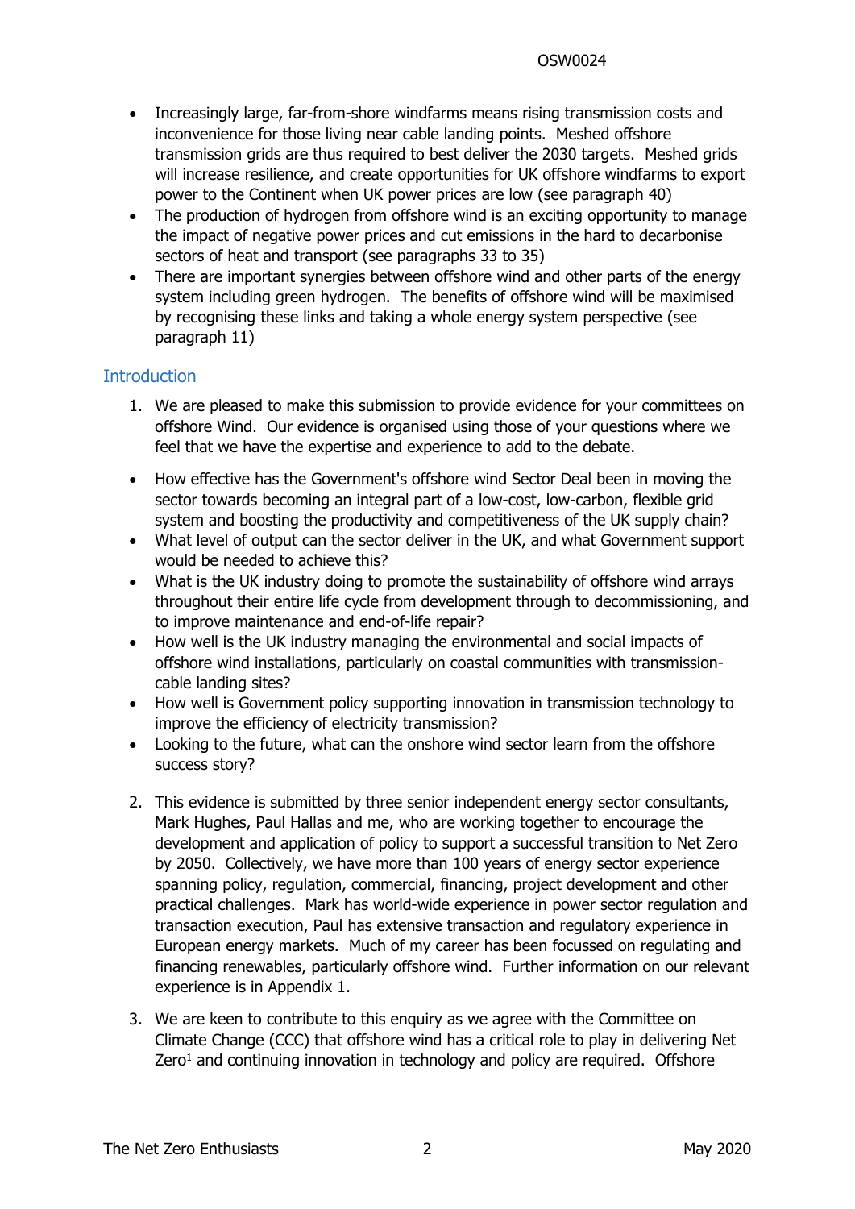- Increasingly large, far-from-shore windfarms means rising transmission costs and inconvenience for those living near cable landing points. Meshed offshore transmission grids are thus required to best deliver the 2030 targets. Meshed grids will increase resilience, and create opportunities for UK offshore windfarms to export power to the Continent when UK power prices are low (see paragraph 40)
- The production of hydrogen from offshore wind is an exciting opportunity to manage the impact of negative power prices and cut emissions in the hard to decarbonise sectors of heat and transport (see paragraphs 33 to 35)
- There are important synergies between offshore wind and other parts of the energy system including green hydrogen. The benefits of offshore wind will be maximised by recognising these links and taking a whole energy system perspective (see paragraph 11)

## Introduction

1. We are pleased to make this submission to provide evidence for your committees on offshore Wind. Our evidence is organised using those of your questions where we feel that we have the expertise and experience to add to the debate.

- How effective has the Government's offshore wind Sector Deal been in moving the sector towards becoming an integral part of a low-cost, low-carbon, flexible grid system and boosting the productivity and competitiveness of the UK supply chain?
- What level of output can the sector deliver in the UK, and what Government support would be needed to achieve this?
- What is the UK industry doing to promote the sustainability of offshore wind arrays throughout their entire life cycle from development through to decommissioning, and to improve maintenance and end-of-life repair?
- How well is the UK industry managing the environmental and social impacts of offshore wind installations, particularly on coastal communities with transmission-cable landing sites?
- How well is Government policy supporting innovation in transmission technology to improve the efficiency of electricity transmission?
- Looking to the future, what can the onshore wind sector learn from the offshore success story?

2. This evidence is submitted by three senior independent energy sector consultants, Mark Hughes, Paul Hallas and me, who are working together to encourage the development and application of policy to support a successful transition to Net Zero by 2050. Collectively, we have more than 100 years of energy sector experience spanning policy, regulation, commercial, financing, project development and other practical challenges. Mark has world-wide experience in power sector regulation and transaction execution, Paul has extensive transaction and regulatory experience in European energy markets. Much of my career has been focussed on regulating and financing renewables, particularly offshore wind. Further information on our relevant experience is in Appendix 1.

3. We are keen to contribute to this enquiry as we agree with the Committee on Climate Change (CCC) that offshore wind has a critical role to play in delivering Net Zero[1] and continuing innovation in technology and policy are required. Offshore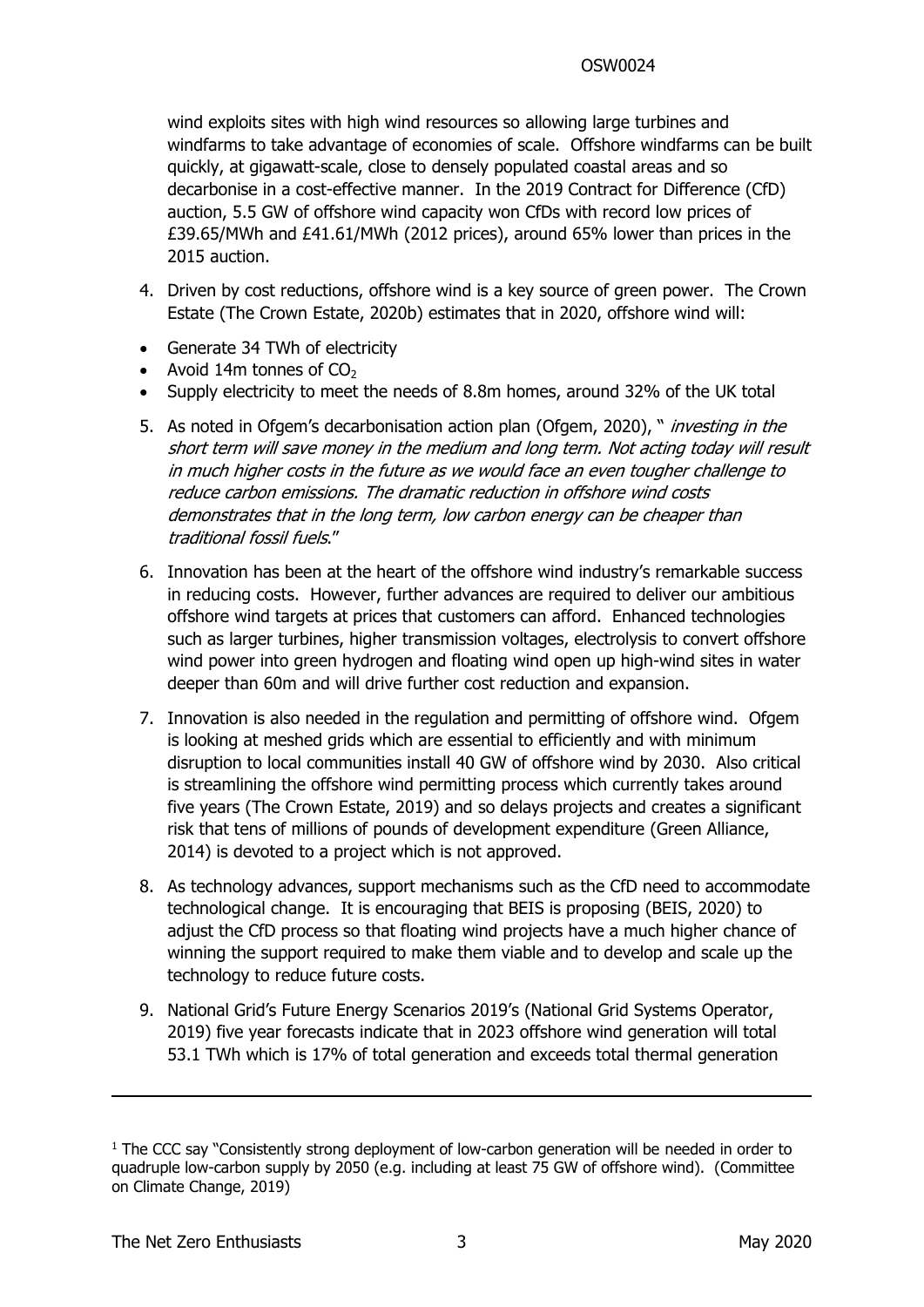wind exploits sites with high wind resources so allowing large turbines and windfarms to take advantage of economies of scale. Offshore windfarms can be built quickly, at gigawatt-scale, close to densely populated coastal areas and so decarbonise in a cost-effective manner. In the 2019 Contract for Difference (CfD) auction, 5.5 GW of offshore wind capacity won CfDs with record low prices of £39.65/MWh and £41.61/MWh (2012 prices), around 65% lower than prices in the 2015 auction.

4. Driven by cost reductions, offshore wind is a key source of green power. The Crown Estate (The Crown Estate, 2020b) estimates that in 2020, offshore wind will:

- Generate 34 TWh of electricity
- Avoid 14m tonnes of $CO_2$
- Supply electricity to meet the needs of 8.8m homes, around 32% of the UK total

5. As noted in Ofgem's decarbonisation action plan (Ofgem, 2020), " *investing in the short term will save money in the medium and long term. Not acting today will result in much higher costs in the future as we would face an even tougher challenge to reduce carbon emissions. The dramatic reduction in offshore wind costs demonstrates that in the long term, low carbon energy can be cheaper than traditional fossil fuels*."

6. Innovation has been at the heart of the offshore wind industry's remarkable success in reducing costs. However, further advances are required to deliver our ambitious offshore wind targets at prices that customers can afford. Enhanced technologies such as larger turbines, higher transmission voltages, electrolysis to convert offshore wind power into green hydrogen and floating wind open up high-wind sites in water deeper than 60m and will drive further cost reduction and expansion.

7. Innovation is also needed in the regulation and permitting of offshore wind. Ofgem is looking at meshed grids which are essential to efficiently and with minimum disruption to local communities install 40 GW of offshore wind by 2030. Also critical is streamlining the offshore wind permitting process which currently takes around five years (The Crown Estate, 2019) and so delays projects and creates a significant risk that tens of millions of pounds of development expenditure (Green Alliance, 2014) is devoted to a project which is not approved.

8. As technology advances, support mechanisms such as the CfD need to accommodate technological change. It is encouraging that BEIS is proposing (BEIS, 2020) to adjust the CfD process so that floating wind projects have a much higher chance of winning the support required to make them viable and to develop and scale up the technology to reduce future costs.

9. National Grid's Future Energy Scenarios 2019's (National Grid Systems Operator, 2019) five year forecasts indicate that in 2023 offshore wind generation will total 53.1 TWh which is 17% of total generation and exceeds total thermal generation

---

[1] The CCC say "Consistently strong deployment of low-carbon generation will be needed in order to quadruple low-carbon supply by 2050 (e.g. including at least 75 GW of offshore wind). (Committee on Climate Change, 2019)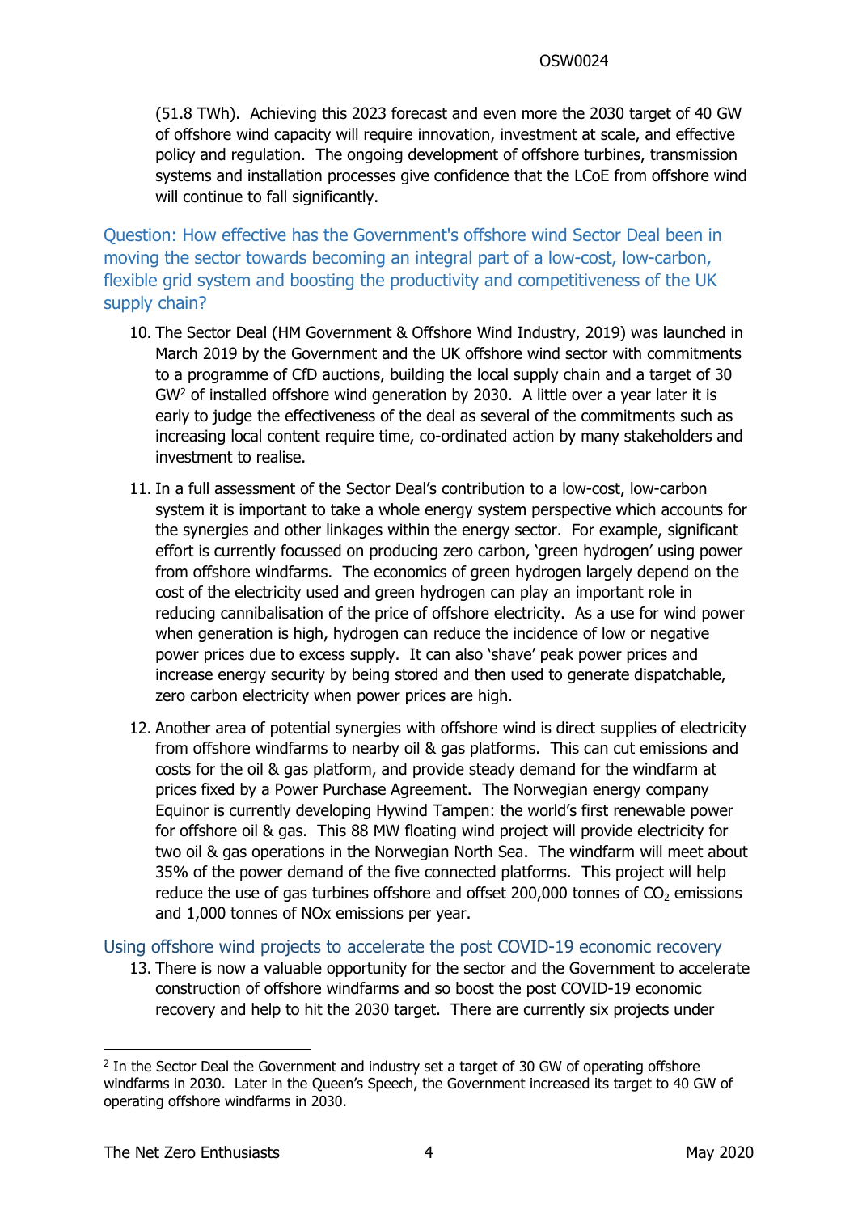(51.8 TWh). Achieving this 2023 forecast and even more the 2030 target of 40 GW of offshore wind capacity will require innovation, investment at scale, and effective policy and regulation. The ongoing development of offshore turbines, transmission systems and installation processes give confidence that the LCoE from offshore wind will continue to fall significantly.

### Question: How effective has the Government's offshore wind Sector Deal been in moving the sector towards becoming an integral part of a low-cost, low-carbon, flexible grid system and boosting the productivity and competitiveness of the UK supply chain?

10. The Sector Deal (HM Government & Offshore Wind Industry, 2019) was launched in March 2019 by the Government and the UK offshore wind sector with commitments to a programme of CfD auctions, building the local supply chain and a target of 30 GW[2] of installed offshore wind generation by 2030. A little over a year later it is early to judge the effectiveness of the deal as several of the commitments such as increasing local content require time, co-ordinated action by many stakeholders and investment to realise.

11. In a full assessment of the Sector Deal's contribution to a low-cost, low-carbon system it is important to take a whole energy system perspective which accounts for the synergies and other linkages within the energy sector. For example, significant effort is currently focussed on producing zero carbon, 'green hydrogen' using power from offshore windfarms. The economics of green hydrogen largely depend on the cost of the electricity used and green hydrogen can play an important role in reducing cannibalisation of the price of offshore electricity. As a use for wind power when generation is high, hydrogen can reduce the incidence of low or negative power prices due to excess supply. It can also 'shave' peak power prices and increase energy security by being stored and then used to generate dispatchable, zero carbon electricity when power prices are high.

12. Another area of potential synergies with offshore wind is direct supplies of electricity from offshore windfarms to nearby oil & gas platforms. This can cut emissions and costs for the oil & gas platform, and provide steady demand for the windfarm at prices fixed by a Power Purchase Agreement. The Norwegian energy company Equinor is currently developing Hywind Tampen: the world's first renewable power for offshore oil & gas. This 88 MW floating wind project will provide electricity for two oil & gas operations in the Norwegian North Sea. The windfarm will meet about 35% of the power demand of the five connected platforms. This project will help reduce the use of gas turbines offshore and offset 200,000 tonnes of $CO_2$ emissions and 1,000 tonnes of NOx emissions per year.

### Using offshore wind projects to accelerate the post COVID-19 economic recovery

13. There is now a valuable opportunity for the sector and the Government to accelerate construction of offshore windfarms and so boost the post COVID-19 economic recovery and help to hit the 2030 target. There are currently six projects under

---

[2] In the Sector Deal the Government and industry set a target of 30 GW of operating offshore windfarms in 2030. Later in the Queen's Speech, the Government increased its target to 40 GW of operating offshore windfarms in 2030.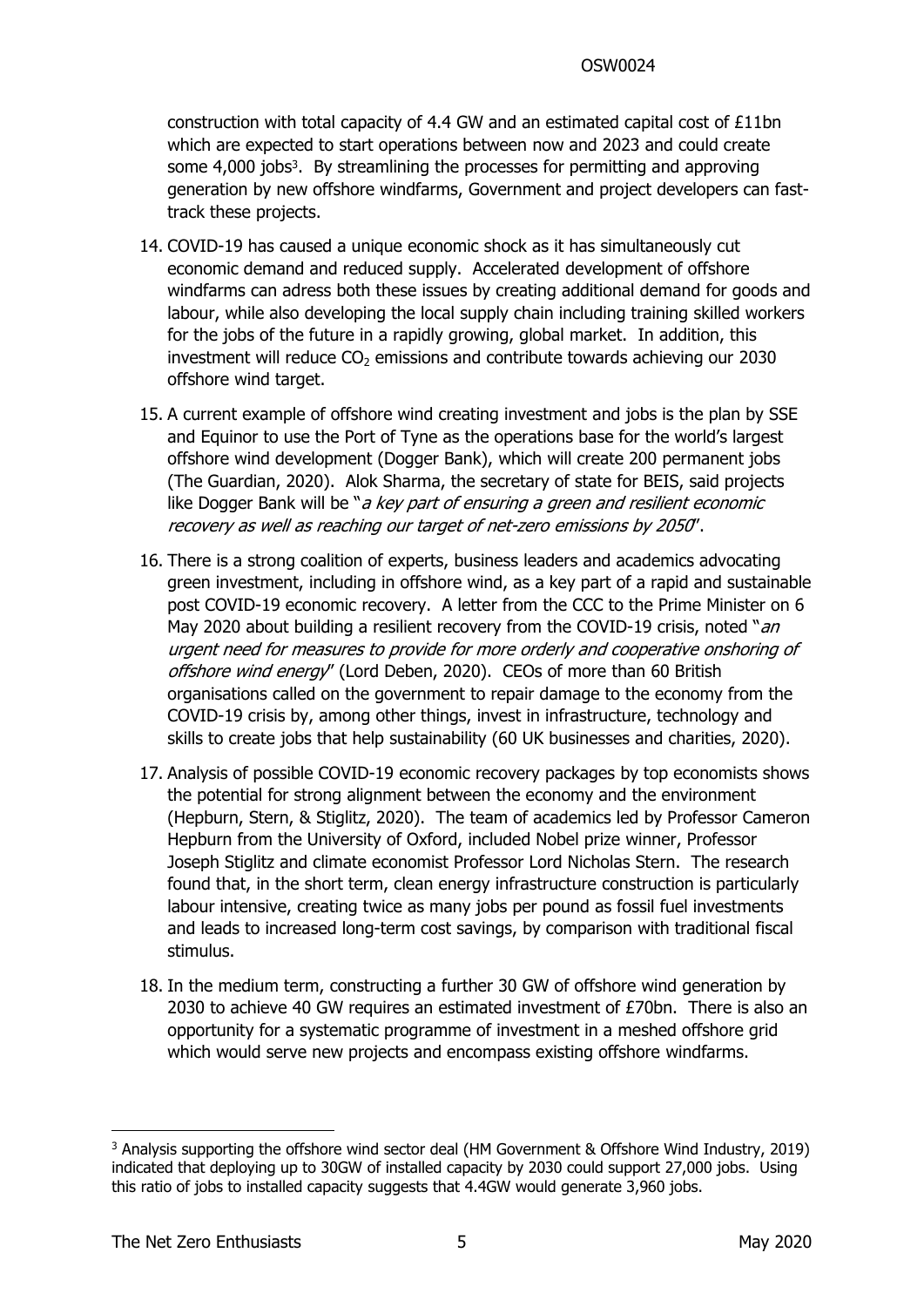construction with total capacity of 4.4 GW and an estimated capital cost of £11bn which are expected to start operations between now and 2023 and could create some 4,000 jobs[3]. By streamlining the processes for permitting and approving generation by new offshore windfarms, Government and project developers can fast-track these projects.

14. COVID-19 has caused a unique economic shock as it has simultaneously cut economic demand and reduced supply. Accelerated development of offshore windfarms can adress both these issues by creating additional demand for goods and labour, while also developing the local supply chain including training skilled workers for the jobs of the future in a rapidly growing, global market. In addition, this investment will reduce $CO_2$ emissions and contribute towards achieving our 2030 offshore wind target.

15. A current example of offshore wind creating investment and jobs is the plan by SSE and Equinor to use the Port of Tyne as the operations base for the world's largest offshore wind development (Dogger Bank), which will create 200 permanent jobs (The Guardian, 2020). Alok Sharma, the secretary of state for BEIS, said projects like Dogger Bank will be "*a key part of ensuring a green and resilient economic recovery as well as reaching our target of net-zero emissions by 2050*".

16. There is a strong coalition of experts, business leaders and academics advocating green investment, including in offshore wind, as a key part of a rapid and sustainable post COVID-19 economic recovery. A letter from the CCC to the Prime Minister on 6 May 2020 about building a resilient recovery from the COVID-19 crisis, noted "*an urgent need for measures to provide for more orderly and cooperative onshoring of offshore wind energy*" (Lord Deben, 2020). CEOs of more than 60 British organisations called on the government to repair damage to the economy from the COVID-19 crisis by, among other things, invest in infrastructure, technology and skills to create jobs that help sustainability (60 UK businesses and charities, 2020).

17. Analysis of possible COVID-19 economic recovery packages by top economists shows the potential for strong alignment between the economy and the environment (Hepburn, Stern, & Stiglitz, 2020). The team of academics led by Professor Cameron Hepburn from the University of Oxford, included Nobel prize winner, Professor Joseph Stiglitz and climate economist Professor Lord Nicholas Stern. The research found that, in the short term, clean energy infrastructure construction is particularly labour intensive, creating twice as many jobs per pound as fossil fuel investments and leads to increased long-term cost savings, by comparison with traditional fiscal stimulus.

18. In the medium term, constructing a further 30 GW of offshore wind generation by 2030 to achieve 40 GW requires an estimated investment of £70bn. There is also an opportunity for a systematic programme of investment in a meshed offshore grid which would serve new projects and encompass existing offshore windfarms.

---

[3] Analysis supporting the offshore wind sector deal (HM Government & Offshore Wind Industry, 2019) indicated that deploying up to 30GW of installed capacity by 2030 could support 27,000 jobs. Using this ratio of jobs to installed capacity suggests that 4.4GW would generate 3,960 jobs.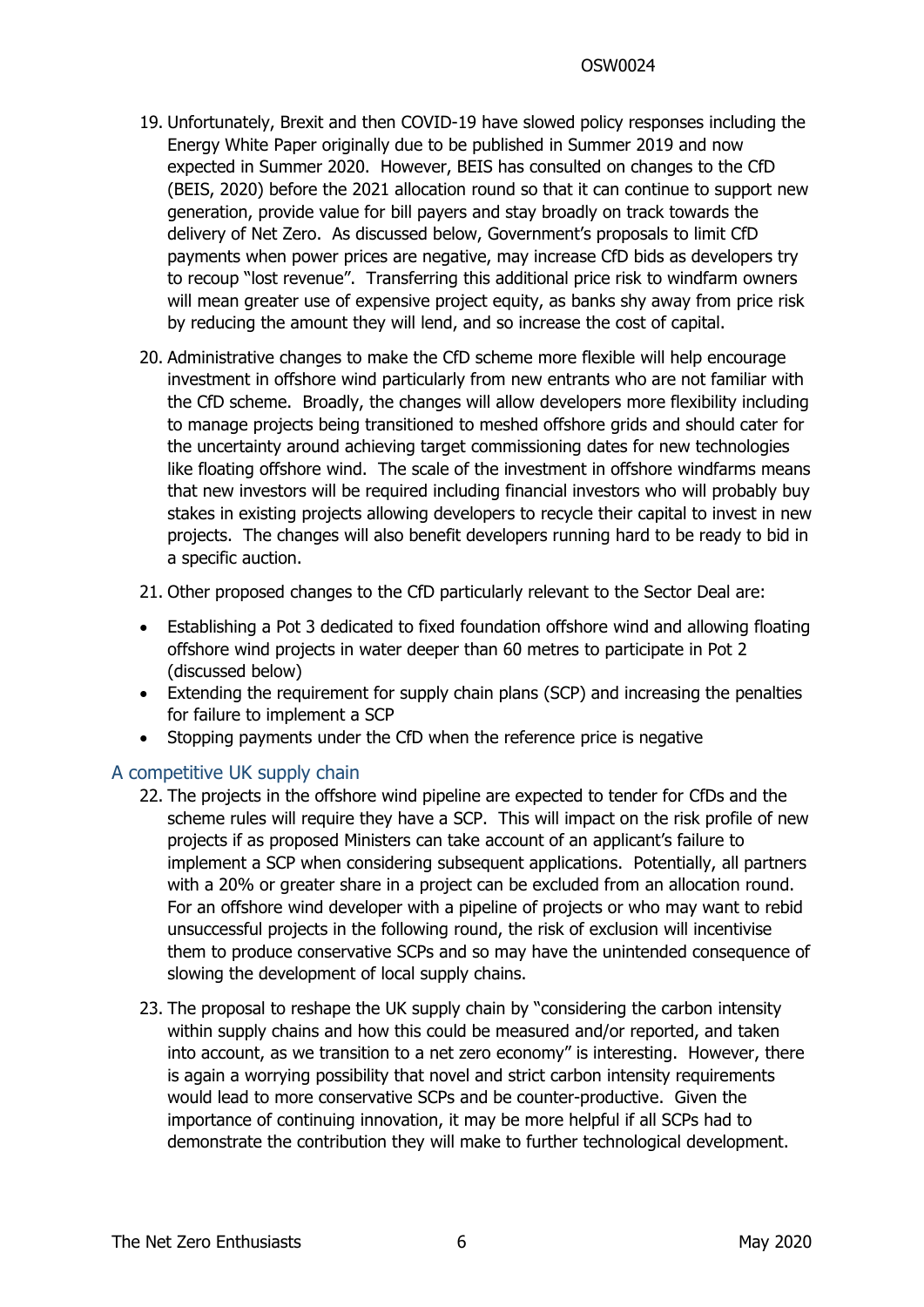19. Unfortunately, Brexit and then COVID-19 have slowed policy responses including the Energy White Paper originally due to be published in Summer 2019 and now expected in Summer 2020. However, BEIS has consulted on changes to the CfD (BEIS, 2020) before the 2021 allocation round so that it can continue to support new generation, provide value for bill payers and stay broadly on track towards the delivery of Net Zero. As discussed below, Government's proposals to limit CfD payments when power prices are negative, may increase CfD bids as developers try to recoup "lost revenue". Transferring this additional price risk to windfarm owners will mean greater use of expensive project equity, as banks shy away from price risk by reducing the amount they will lend, and so increase the cost of capital.

20. Administrative changes to make the CfD scheme more flexible will help encourage investment in offshore wind particularly from new entrants who are not familiar with the CfD scheme. Broadly, the changes will allow developers more flexibility including to manage projects being transitioned to meshed offshore grids and should cater for the uncertainty around achieving target commissioning dates for new technologies like floating offshore wind. The scale of the investment in offshore windfarms means that new investors will be required including financial investors who will probably buy stakes in existing projects allowing developers to recycle their capital to invest in new projects. The changes will also benefit developers running hard to be ready to bid in a specific auction.

21. Other proposed changes to the CfD particularly relevant to the Sector Deal are:

- Establishing a Pot 3 dedicated to fixed foundation offshore wind and allowing floating offshore wind projects in water deeper than 60 metres to participate in Pot 2 (discussed below)
- Extending the requirement for supply chain plans (SCP) and increasing the penalties for failure to implement a SCP
- Stopping payments under the CfD when the reference price is negative

## A competitive UK supply chain

22. The projects in the offshore wind pipeline are expected to tender for CfDs and the scheme rules will require they have a SCP. This will impact on the risk profile of new projects if as proposed Ministers can take account of an applicant's failure to implement a SCP when considering subsequent applications. Potentially, all partners with a 20% or greater share in a project can be excluded from an allocation round. For an offshore wind developer with a pipeline of projects or who may want to rebid unsuccessful projects in the following round, the risk of exclusion will incentivise them to produce conservative SCPs and so may have the unintended consequence of slowing the development of local supply chains.

23. The proposal to reshape the UK supply chain by "considering the carbon intensity within supply chains and how this could be measured and/or reported, and taken into account, as we transition to a net zero economy" is interesting. However, there is again a worrying possibility that novel and strict carbon intensity requirements would lead to more conservative SCPs and be counter-productive. Given the importance of continuing innovation, it may be more helpful if all SCPs had to demonstrate the contribution they will make to further technological development.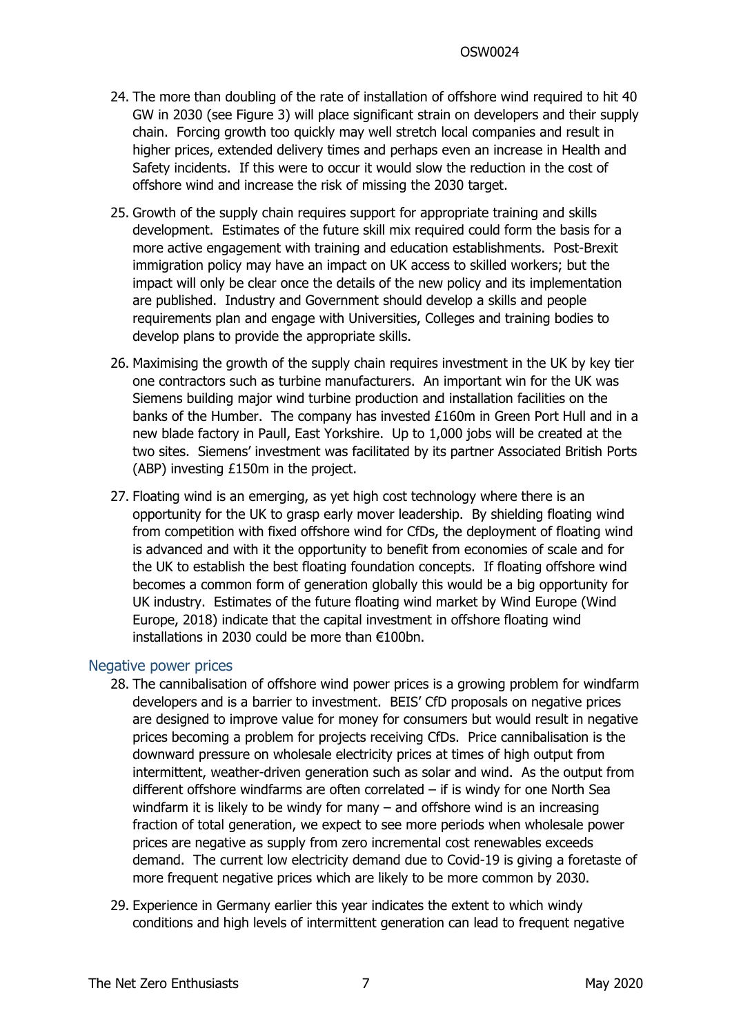24. The more than doubling of the rate of installation of offshore wind required to hit 40 GW in 2030 (see Figure 3) will place significant strain on developers and their supply chain. Forcing growth too quickly may well stretch local companies and result in higher prices, extended delivery times and perhaps even an increase in Health and Safety incidents. If this were to occur it would slow the reduction in the cost of offshore wind and increase the risk of missing the 2030 target.

25. Growth of the supply chain requires support for appropriate training and skills development. Estimates of the future skill mix required could form the basis for a more active engagement with training and education establishments. Post-Brexit immigration policy may have an impact on UK access to skilled workers; but the impact will only be clear once the details of the new policy and its implementation are published. Industry and Government should develop a skills and people requirements plan and engage with Universities, Colleges and training bodies to develop plans to provide the appropriate skills.

26. Maximising the growth of the supply chain requires investment in the UK by key tier one contractors such as turbine manufacturers. An important win for the UK was Siemens building major wind turbine production and installation facilities on the banks of the Humber. The company has invested £160m in Green Port Hull and in a new blade factory in Paull, East Yorkshire. Up to 1,000 jobs will be created at the two sites. Siemens' investment was facilitated by its partner Associated British Ports (ABP) investing £150m in the project.

27. Floating wind is an emerging, as yet high cost technology where there is an opportunity for the UK to grasp early mover leadership. By shielding floating wind from competition with fixed offshore wind for CfDs, the deployment of floating wind is advanced and with it the opportunity to benefit from economies of scale and for the UK to establish the best floating foundation concepts. If floating offshore wind becomes a common form of generation globally this would be a big opportunity for UK industry. Estimates of the future floating wind market by Wind Europe (Wind Europe, 2018) indicate that the capital investment in offshore floating wind installations in 2030 could be more than €100bn.

## Negative power prices

28. The cannibalisation of offshore wind power prices is a growing problem for windfarm developers and is a barrier to investment. BEIS' CfD proposals on negative prices are designed to improve value for money for consumers but would result in negative prices becoming a problem for projects receiving CfDs. Price cannibalisation is the downward pressure on wholesale electricity prices at times of high output from intermittent, weather-driven generation such as solar and wind. As the output from different offshore windfarms are often correlated – if is windy for one North Sea windfarm it is likely to be windy for many – and offshore wind is an increasing fraction of total generation, we expect to see more periods when wholesale power prices are negative as supply from zero incremental cost renewables exceeds demand. The current low electricity demand due to Covid-19 is giving a foretaste of more frequent negative prices which are likely to be more common by 2030.

29. Experience in Germany earlier this year indicates the extent to which windy conditions and high levels of intermittent generation can lead to frequent negative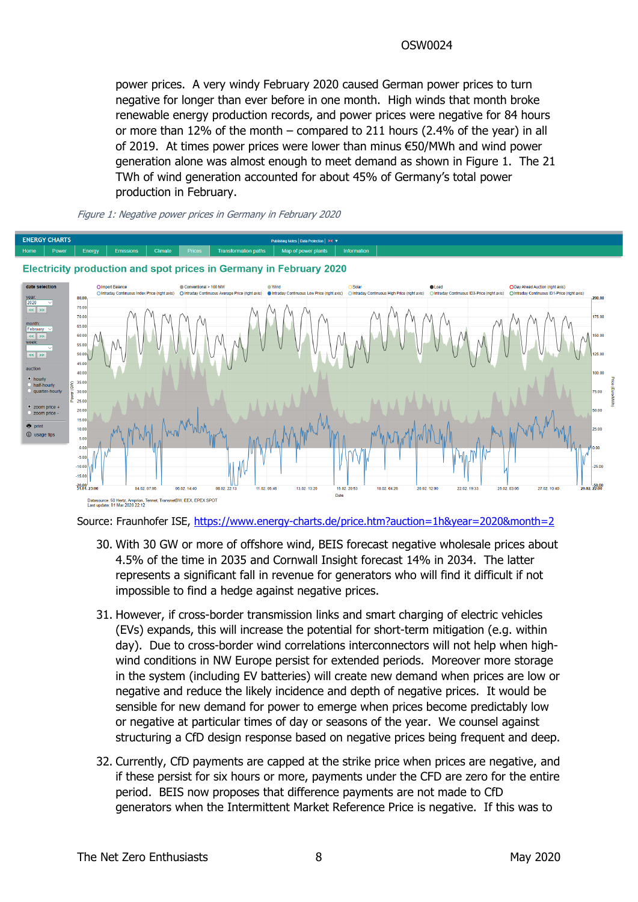power prices. A very windy February 2020 caused German power prices to turn negative for longer than ever before in one month. High winds that month broke renewable energy production records, and power prices were negative for 84 hours or more than 12% of the month – compared to 211 hours (2.4% of the year) in all of 2019. At times power prices were lower than minus €50/MWh and wind power generation alone was almost enough to meet demand as shown in Figure 1. The 21 TWh of wind generation accounted for about 45% of Germany's total power production in February.

*Figure 1: Negative power prices in Germany in February 2020*

Source: Fraunhofer ISE, [https://www.energy-charts.de/price.htm?auction=1h&year=2020&month=2](https://www.energy-charts.de/price.htm?auction=1h&year=2020&month=2)

30. With 30 GW or more of offshore wind, BEIS forecast negative wholesale prices about 4.5% of the time in 2035 and Cornwall Insight forecast 14% in 2034. The latter represents a significant fall in revenue for generators who will find it difficult if not impossible to find a hedge against negative prices.

31. However, if cross-border transmission links and smart charging of electric vehicles (EVs) expands, this will increase the potential for short-term mitigation (e.g. within day). Due to cross-border wind correlations interconnectors will not help when high-wind conditions in NW Europe persist for extended periods. Moreover more storage in the system (including EV batteries) will create new demand when prices are low or negative and reduce the likely incidence and depth of negative prices. It would be sensible for new demand for power to emerge when prices become predictably low or negative at particular times of day or seasons of the year. We counsel against structuring a CfD design response based on negative prices being frequent and deep.

32. Currently, CfD payments are capped at the strike price when prices are negative, and if these persist for six hours or more, payments under the CFD are zero for the entire period. BEIS now proposes that difference payments are not made to CfD generators when the Intermittent Market Reference Price is negative. If this was to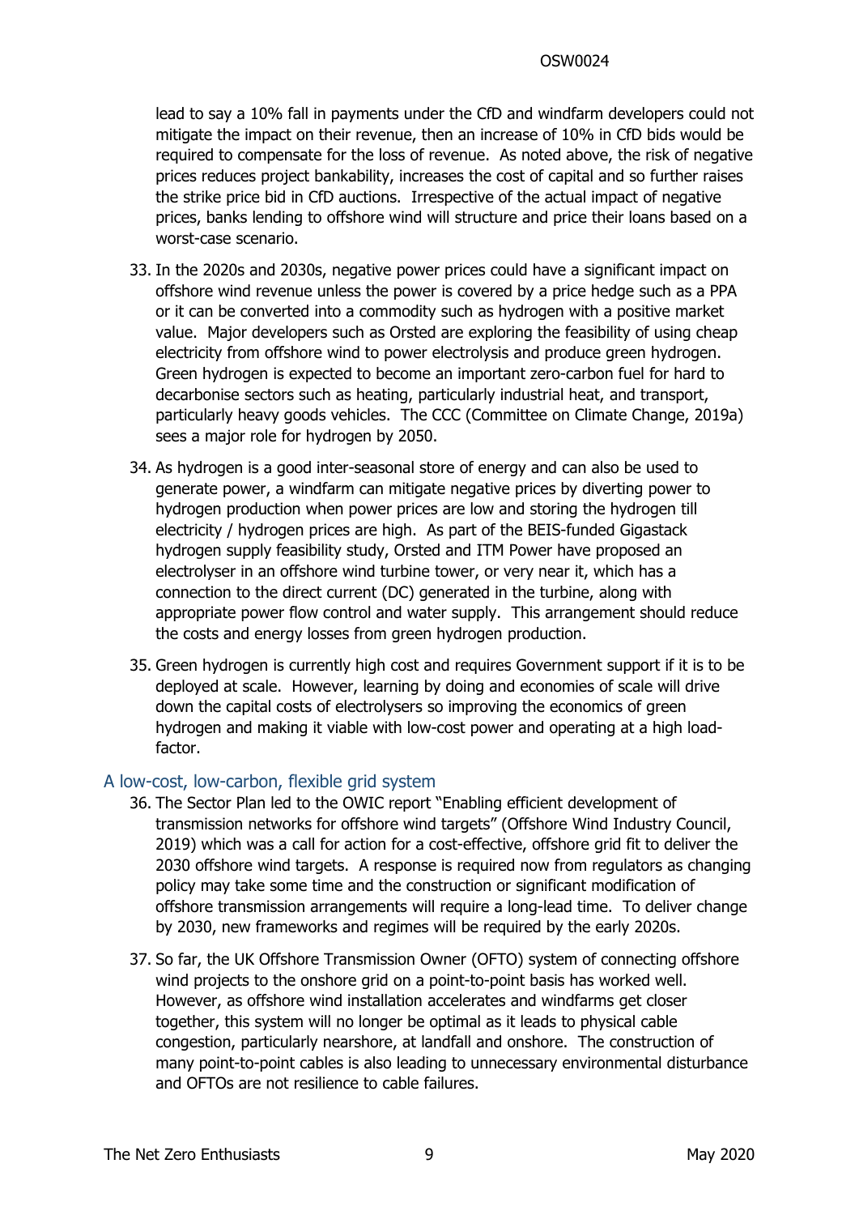lead to say a 10% fall in payments under the CfD and windfarm developers could not mitigate the impact on their revenue, then an increase of 10% in CfD bids would be required to compensate for the loss of revenue. As noted above, the risk of negative prices reduces project bankability, increases the cost of capital and so further raises the strike price bid in CfD auctions. Irrespective of the actual impact of negative prices, banks lending to offshore wind will structure and price their loans based on a worst-case scenario.

33. In the 2020s and 2030s, negative power prices could have a significant impact on offshore wind revenue unless the power is covered by a price hedge such as a PPA or it can be converted into a commodity such as hydrogen with a positive market value. Major developers such as Orsted are exploring the feasibility of using cheap electricity from offshore wind to power electrolysis and produce green hydrogen. Green hydrogen is expected to become an important zero-carbon fuel for hard to decarbonise sectors such as heating, particularly industrial heat, and transport, particularly heavy goods vehicles. The CCC (Committee on Climate Change, 2019a) sees a major role for hydrogen by 2050.

34. As hydrogen is a good inter-seasonal store of energy and can also be used to generate power, a windfarm can mitigate negative prices by diverting power to hydrogen production when power prices are low and storing the hydrogen till electricity / hydrogen prices are high. As part of the BEIS-funded Gigastack hydrogen supply feasibility study, Orsted and ITM Power have proposed an electrolyser in an offshore wind turbine tower, or very near it, which has a connection to the direct current (DC) generated in the turbine, along with appropriate power flow control and water supply. This arrangement should reduce the costs and energy losses from green hydrogen production.

35. Green hydrogen is currently high cost and requires Government support if it is to be deployed at scale. However, learning by doing and economies of scale will drive down the capital costs of electrolysers so improving the economics of green hydrogen and making it viable with low-cost power and operating at a high load-factor.

## A low-cost, low-carbon, flexible grid system

36. The Sector Plan led to the OWIC report "Enabling efficient development of transmission networks for offshore wind targets" (Offshore Wind Industry Council, 2019) which was a call for action for a cost-effective, offshore grid fit to deliver the 2030 offshore wind targets. A response is required now from regulators as changing policy may take some time and the construction or significant modification of offshore transmission arrangements will require a long-lead time. To deliver change by 2030, new frameworks and regimes will be required by the early 2020s.

37. So far, the UK Offshore Transmission Owner (OFTO) system of connecting offshore wind projects to the onshore grid on a point-to-point basis has worked well. However, as offshore wind installation accelerates and windfarms get closer together, this system will no longer be optimal as it leads to physical cable congestion, particularly nearshore, at landfall and onshore. The construction of many point-to-point cables is also leading to unnecessary environmental disturbance and OFTOs are not resilience to cable failures.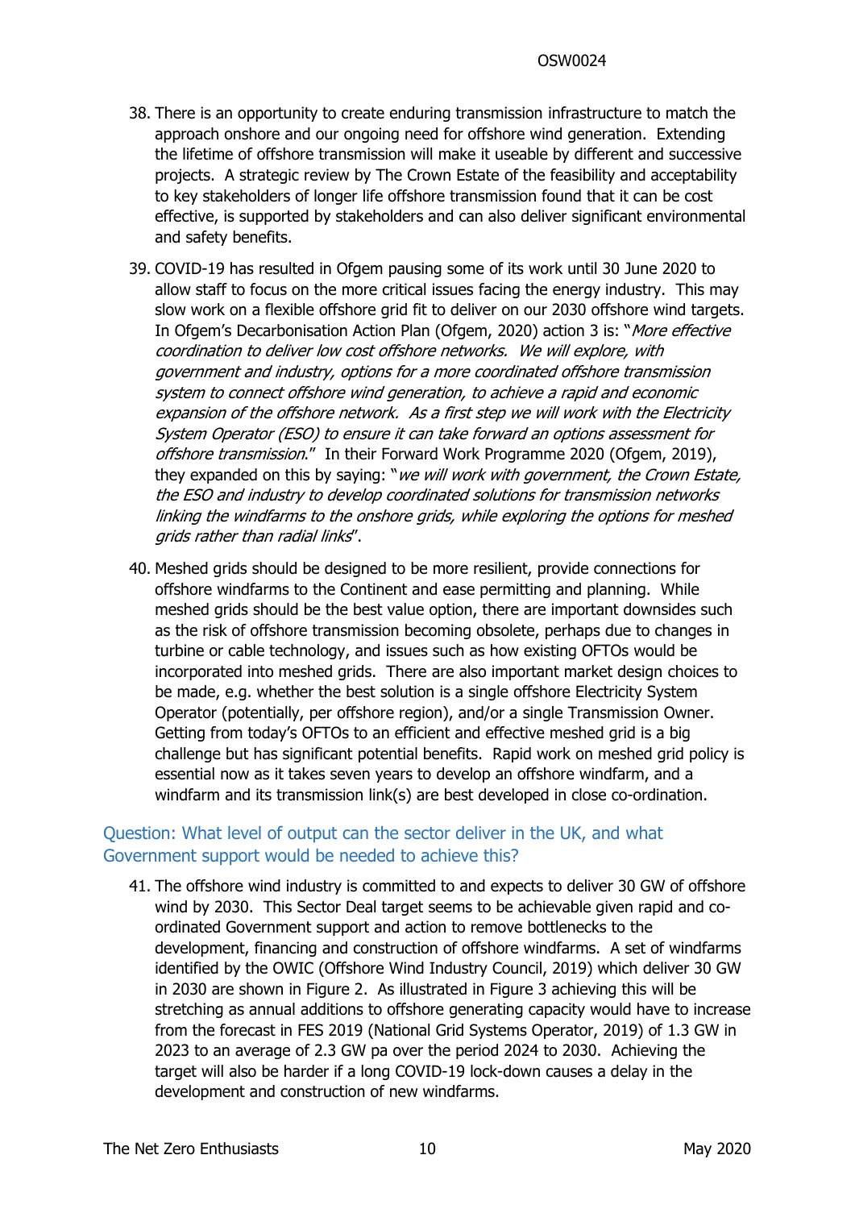38. There is an opportunity to create enduring transmission infrastructure to match the approach onshore and our ongoing need for offshore wind generation. Extending the lifetime of offshore transmission will make it useable by different and successive projects. A strategic review by The Crown Estate of the feasibility and acceptability to key stakeholders of longer life offshore transmission found that it can be cost effective, is supported by stakeholders and can also deliver significant environmental and safety benefits.

39. COVID-19 has resulted in Ofgem pausing some of its work until 30 June 2020 to allow staff to focus on the more critical issues facing the energy industry. This may slow work on a flexible offshore grid fit to deliver on our 2030 offshore wind targets. In Ofgem's Decarbonisation Action Plan (Ofgem, 2020) action 3 is: "*More effective coordination to deliver low cost offshore networks. We will explore, with government and industry, options for a more coordinated offshore transmission system to connect offshore wind generation, to achieve a rapid and economic expansion of the offshore network. As a first step we will work with the Electricity System Operator (ESO) to ensure it can take forward an options assessment for offshore transmission.*" In their Forward Work Programme 2020 (Ofgem, 2019), they expanded on this by saying: "*we will work with government, the Crown Estate, the ESO and industry to develop coordinated solutions for transmission networks linking the windfarms to the onshore grids, while exploring the options for meshed grids rather than radial links*".

40. Meshed grids should be designed to be more resilient, provide connections for offshore windfarms to the Continent and ease permitting and planning. While meshed grids should be the best value option, there are important downsides such as the risk of offshore transmission becoming obsolete, perhaps due to changes in turbine or cable technology, and issues such as how existing OFTOs would be incorporated into meshed grids. There are also important market design choices to be made, e.g. whether the best solution is a single offshore Electricity System Operator (potentially, per offshore region), and/or a single Transmission Owner. Getting from today's OFTOs to an efficient and effective meshed grid is a big challenge but has significant potential benefits. Rapid work on meshed grid policy is essential now as it takes seven years to develop an offshore windfarm, and a windfarm and its transmission link(s) are best developed in close co-ordination.

### Question: What level of output can the sector deliver in the UK, and what Government support would be needed to achieve this?

41. The offshore wind industry is committed to and expects to deliver 30 GW of offshore wind by 2030. This Sector Deal target seems to be achievable given rapid and co-ordinated Government support and action to remove bottlenecks to the development, financing and construction of offshore windfarms. A set of windfarms identified by the OWIC (Offshore Wind Industry Council, 2019) which deliver 30 GW in 2030 are shown in Figure 2. As illustrated in Figure 3 achieving this will be stretching as annual additions to offshore generating capacity would have to increase from the forecast in FES 2019 (National Grid Systems Operator, 2019) of 1.3 GW in 2023 to an average of 2.3 GW pa over the period 2024 to 2030. Achieving the target will also be harder if a long COVID-19 lock-down causes a delay in the development and construction of new windfarms.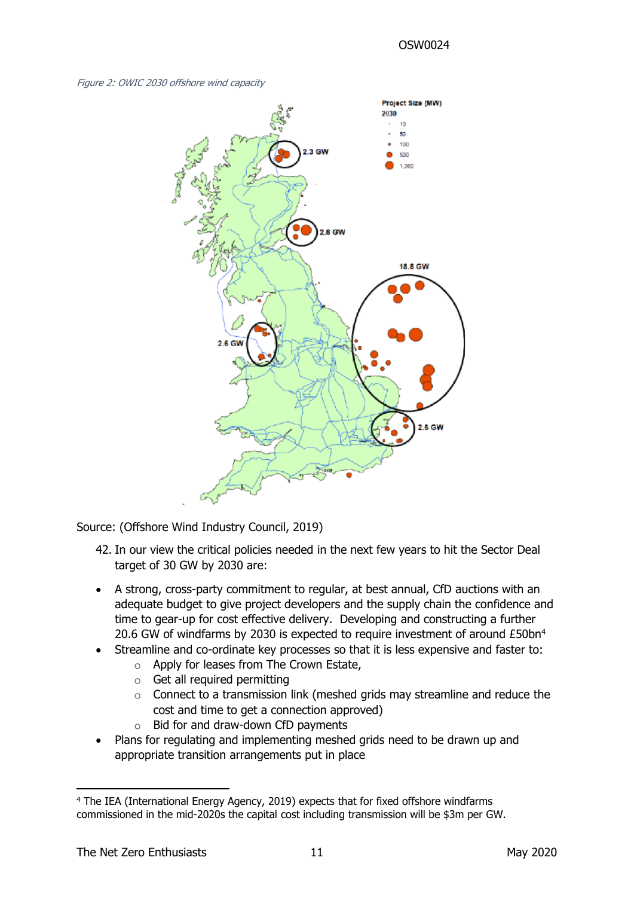*Figure 2: OWIC 2030 offshore wind capacity*

Source: (Offshore Wind Industry Council, 2019)

42. In our view the critical policies needed in the next few years to hit the Sector Deal target of 30 GW by 2030 are:

- A strong, cross-party commitment to regular, at best annual, CfD auctions with an adequate budget to give project developers and the supply chain the confidence and time to gear-up for cost effective delivery. Developing and constructing a further 20.6 GW of windfarms by 2030 is expected to require investment of around £50bn[4]
- Streamline and co-ordinate key processes so that it is less expensive and faster to:
  - Apply for leases from The Crown Estate,
  - Get all required permitting
  - Connect to a transmission link (meshed grids may streamline and reduce the cost and time to get a connection approved)
  - Bid for and draw-down CfD payments
- Plans for regulating and implementing meshed grids need to be drawn up and appropriate transition arrangements put in place

[4] The IEA (International Energy Agency, 2019) expects that for fixed offshore windfarms commissioned in the mid-2020s the capital cost including transmission will be $3m per GW.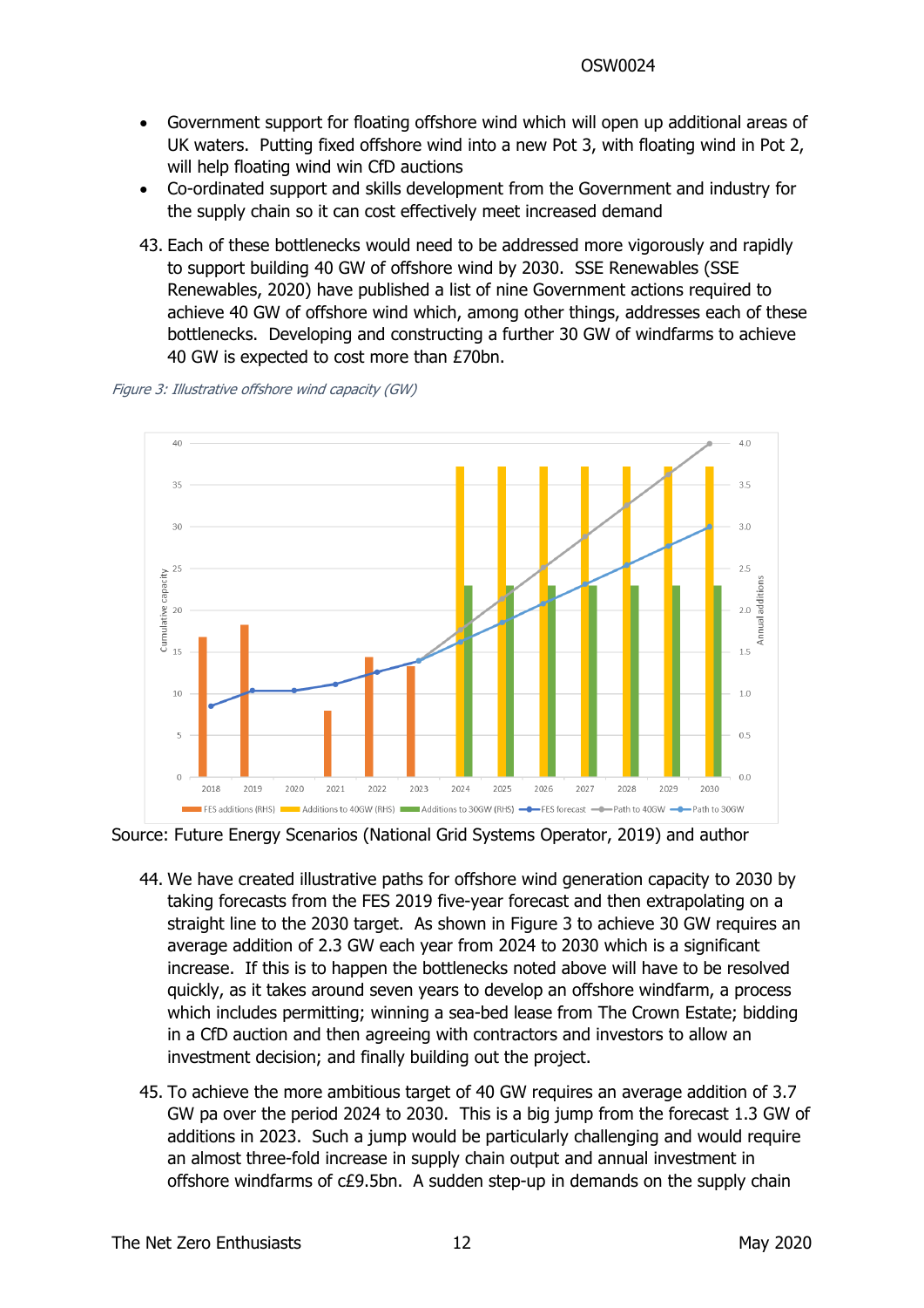- Government support for floating offshore wind which will open up additional areas of UK waters. Putting fixed offshore wind into a new Pot 3, with floating wind in Pot 2, will help floating wind win CfD auctions
- Co-ordinated support and skills development from the Government and industry for the supply chain so it can cost effectively meet increased demand

43. Each of these bottlenecks would need to be addressed more vigorously and rapidly to support building 40 GW of offshore wind by 2030. SSE Renewables (SSE Renewables, 2020) have published a list of nine Government actions required to achieve 40 GW of offshore wind which, among other things, addresses each of these bottlenecks. Developing and constructing a further 30 GW of windfarms to achieve 40 GW is expected to cost more than £70bn.

*Figure 3: Illustrative offshore wind capacity (GW)*

Source: Future Energy Scenarios (National Grid Systems Operator, 2019) and author

44. We have created illustrative paths for offshore wind generation capacity to 2030 by taking forecasts from the FES 2019 five-year forecast and then extrapolating on a straight line to the 2030 target. As shown in Figure 3 to achieve 30 GW requires an average addition of 2.3 GW each year from 2024 to 2030 which is a significant increase. If this is to happen the bottlenecks noted above will have to be resolved quickly, as it takes around seven years to develop an offshore windfarm, a process which includes permitting; winning a sea-bed lease from The Crown Estate; bidding in a CfD auction and then agreeing with contractors and investors to allow an investment decision; and finally building out the project.

45. To achieve the more ambitious target of 40 GW requires an average addition of 3.7 GW pa over the period 2024 to 2030. This is a big jump from the forecast 1.3 GW of additions in 2023. Such a jump would be particularly challenging and would require an almost three-fold increase in supply chain output and annual investment in offshore windfarms of c£9.5bn. A sudden step-up in demands on the supply chain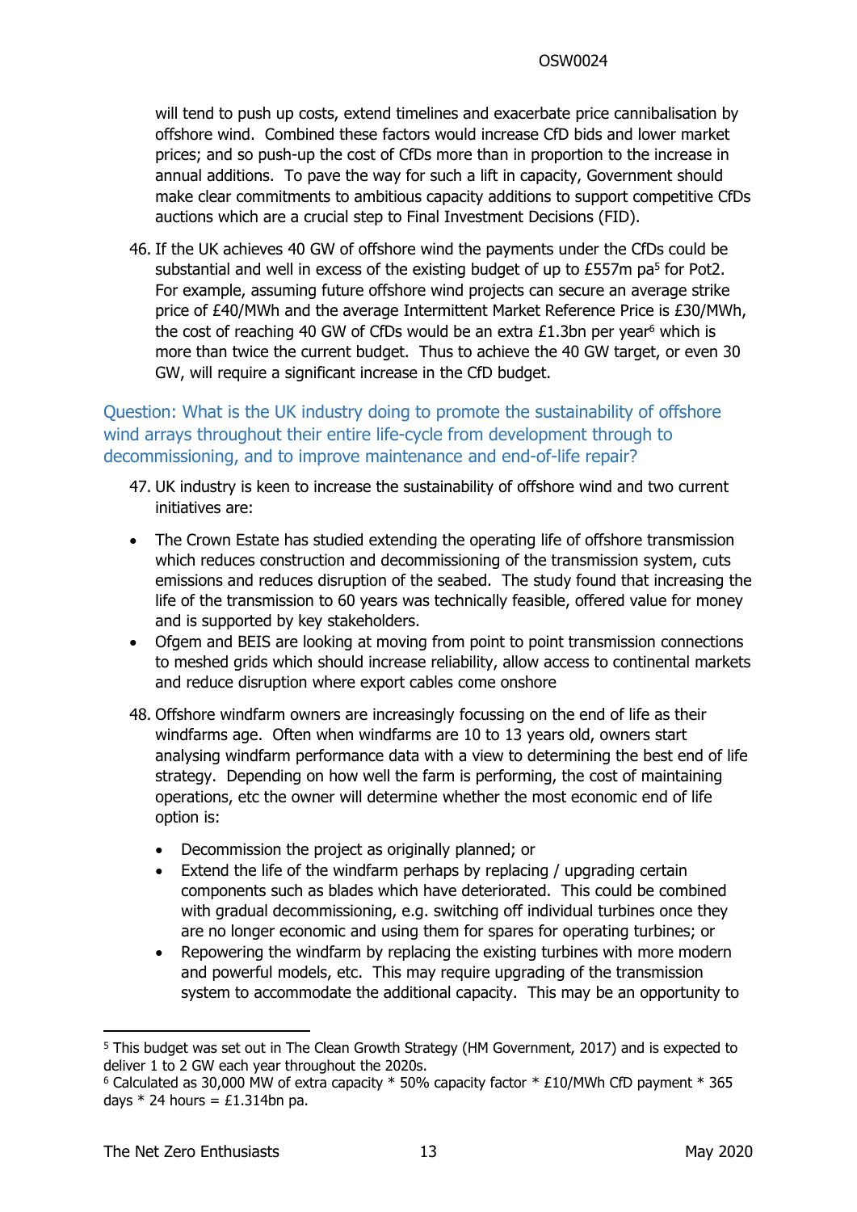will tend to push up costs, extend timelines and exacerbate price cannibalisation by offshore wind. Combined these factors would increase CfD bids and lower market prices; and so push-up the cost of CfDs more than in proportion to the increase in annual additions. To pave the way for such a lift in capacity, Government should make clear commitments to ambitious capacity additions to support competitive CfDs auctions which are a crucial step to Final Investment Decisions (FID).

46. If the UK achieves 40 GW of offshore wind the payments under the CfDs could be substantial and well in excess of the existing budget of up to £557m pa[5] for Pot2. For example, assuming future offshore wind projects can secure an average strike price of £40/MWh and the average Intermittent Market Reference Price is £30/MWh, the cost of reaching 40 GW of CfDs would be an extra £1.3bn per year[6] which is more than twice the current budget. Thus to achieve the 40 GW target, or even 30 GW, will require a significant increase in the CfD budget.

### Question: What is the UK industry doing to promote the sustainability of offshore wind arrays throughout their entire life-cycle from development through to decommissioning, and to improve maintenance and end-of-life repair?

47. UK industry is keen to increase the sustainability of offshore wind and two current initiatives are:

- The Crown Estate has studied extending the operating life of offshore transmission which reduces construction and decommissioning of the transmission system, cuts emissions and reduces disruption of the seabed. The study found that increasing the life of the transmission to 60 years was technically feasible, offered value for money and is supported by key stakeholders.
- Ofgem and BEIS are looking at moving from point to point transmission connections to meshed grids which should increase reliability, allow access to continental markets and reduce disruption where export cables come onshore

48. Offshore windfarm owners are increasingly focussing on the end of life as their windfarms age. Often when windfarms are 10 to 13 years old, owners start analysing windfarm performance data with a view to determining the best end of life strategy. Depending on how well the farm is performing, the cost of maintaining operations, etc the owner will determine whether the most economic end of life option is:

    - Decommission the project as originally planned; or
    - Extend the life of the windfarm perhaps by replacing / upgrading certain components such as blades which have deteriorated. This could be combined with gradual decommissioning, e.g. switching off individual turbines once they are no longer economic and using them for spares for operating turbines; or
    - Repowering the windfarm by replacing the existing turbines with more modern and powerful models, etc. This may require upgrading of the transmission system to accommodate the additional capacity. This may be an opportunity to

---

[5] This budget was set out in The Clean Growth Strategy (HM Government, 2017) and is expected to deliver 1 to 2 GW each year throughout the 2020s.

[6] Calculated as 30,000 MW of extra capacity * 50% capacity factor * £10/MWh CfD payment * 365 days * 24 hours = £1.314bn pa.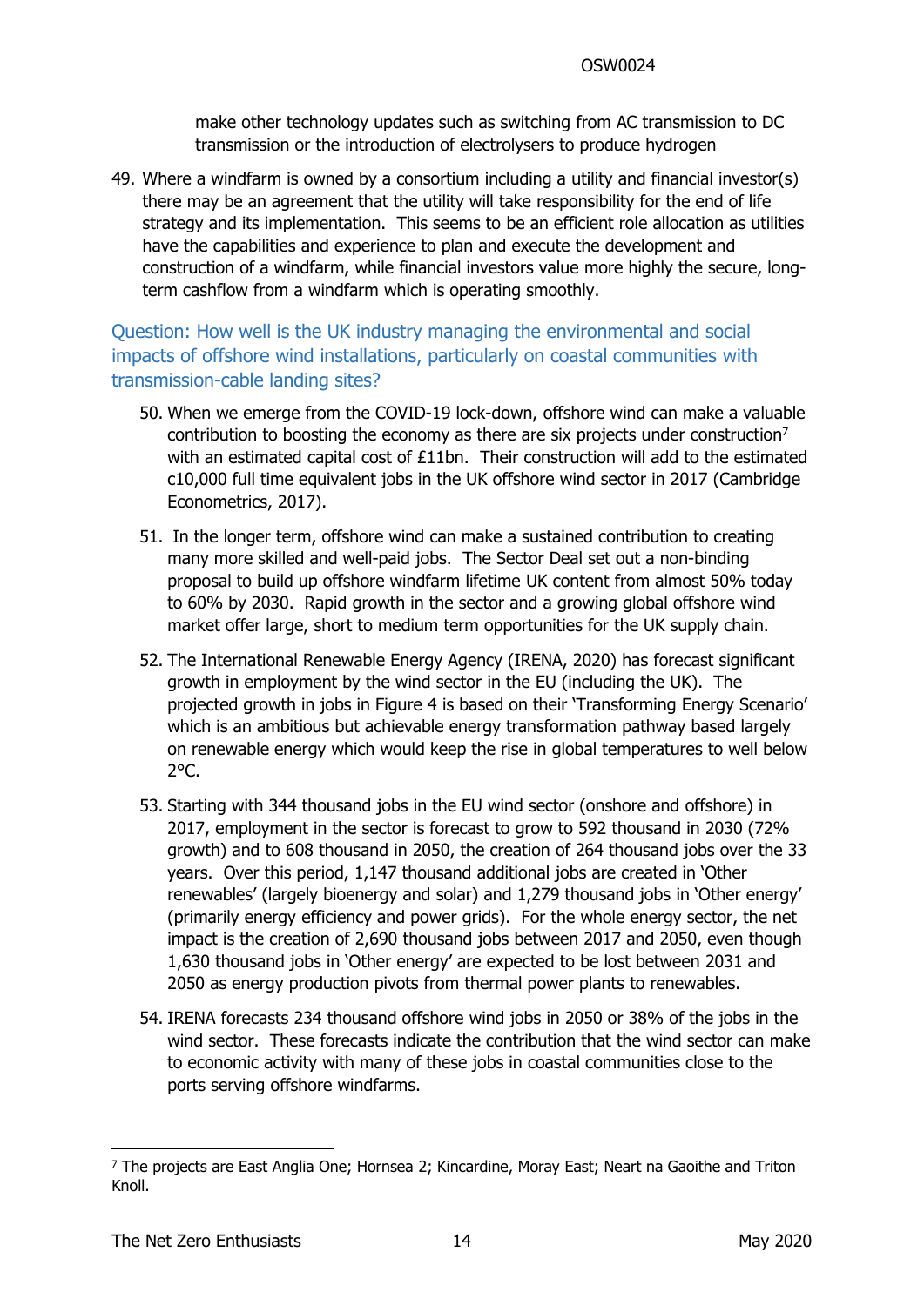make other technology updates such as switching from AC transmission to DC transmission or the introduction of electrolysers to produce hydrogen

49. Where a windfarm is owned by a consortium including a utility and financial investor(s) there may be an agreement that the utility will take responsibility for the end of life strategy and its implementation. This seems to be an efficient role allocation as utilities have the capabilities and experience to plan and execute the development and construction of a windfarm, while financial investors value more highly the secure, long-term cashflow from a windfarm which is operating smoothly.

### Question: How well is the UK industry managing the environmental and social impacts of offshore wind installations, particularly on coastal communities with transmission-cable landing sites?

50. When we emerge from the COVID-19 lock-down, offshore wind can make a valuable contribution to boosting the economy as there are six projects under construction[7] with an estimated capital cost of £11bn. Their construction will add to the estimated c10,000 full time equivalent jobs in the UK offshore wind sector in 2017 (Cambridge Econometrics, 2017).

51. In the longer term, offshore wind can make a sustained contribution to creating many more skilled and well-paid jobs. The Sector Deal set out a non-binding proposal to build up offshore windfarm lifetime UK content from almost 50% today to 60% by 2030. Rapid growth in the sector and a growing global offshore wind market offer large, short to medium term opportunities for the UK supply chain.

52. The International Renewable Energy Agency (IRENA, 2020) has forecast significant growth in employment by the wind sector in the EU (including the UK). The projected growth in jobs in Figure 4 is based on their 'Transforming Energy Scenario' which is an ambitious but achievable energy transformation pathway based largely on renewable energy which would keep the rise in global temperatures to well below 2°C.

53. Starting with 344 thousand jobs in the EU wind sector (onshore and offshore) in 2017, employment in the sector is forecast to grow to 592 thousand in 2030 (72% growth) and to 608 thousand in 2050, the creation of 264 thousand jobs over the 33 years. Over this period, 1,147 thousand additional jobs are created in 'Other renewables' (largely bioenergy and solar) and 1,279 thousand jobs in 'Other energy' (primarily energy efficiency and power grids). For the whole energy sector, the net impact is the creation of 2,690 thousand jobs between 2017 and 2050, even though 1,630 thousand jobs in 'Other energy' are expected to be lost between 2031 and 2050 as energy production pivots from thermal power plants to renewables.

54. IRENA forecasts 234 thousand offshore wind jobs in 2050 or 38% of the jobs in the wind sector. These forecasts indicate the contribution that the wind sector can make to economic activity with many of these jobs in coastal communities close to the ports serving offshore windfarms.

---

[7] The projects are East Anglia One; Hornsea 2; Kincardine, Moray East; Neart na Gaoithe and Triton Knoll.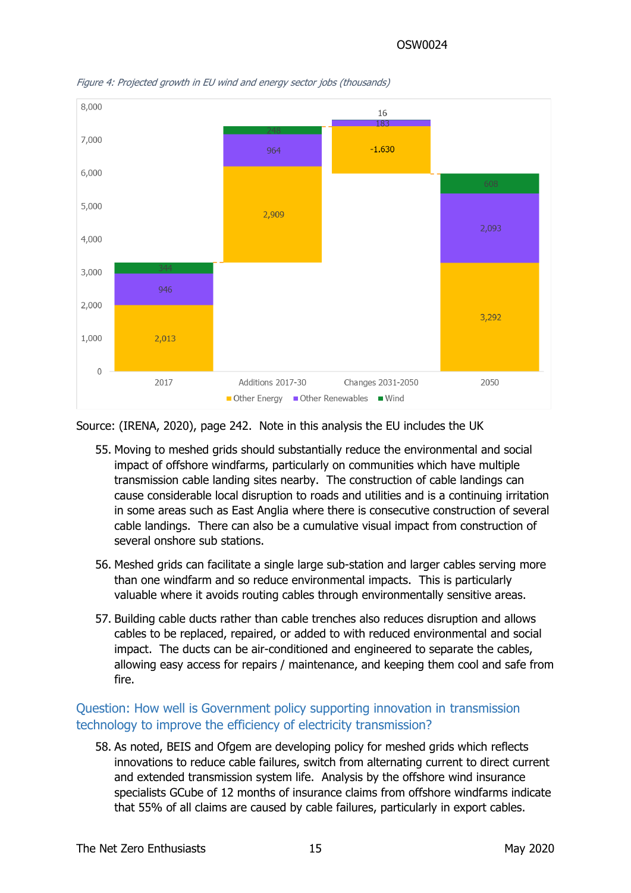*Figure 4: Projected growth in EU wind and energy sector jobs (thousands)*

| | 2017 | Additions 2017-30 | Changes 2031-2050 | 2050 |
|---|---|---|---|---|
| Other Energy | 2,013 | 2,909 | -1.630 | 3,292 |
| Other Renewables | 946 | 964 | 183 | 2,093 |
| Wind | 344 | 248 | 16 | 608 |

Source: (IRENA, 2020), page 242. Note in this analysis the EU includes the UK

55. Moving to meshed grids should substantially reduce the environmental and social impact of offshore windfarms, particularly on communities which have multiple transmission cable landing sites nearby. The construction of cable landings can cause considerable local disruption to roads and utilities and is a continuing irritation in some areas such as East Anglia where there is consecutive construction of several cable landings. There can also be a cumulative visual impact from construction of several onshore sub stations.

56. Meshed grids can facilitate a single large sub-station and larger cables serving more than one windfarm and so reduce environmental impacts. This is particularly valuable where it avoids routing cables through environmentally sensitive areas.

57. Building cable ducts rather than cable trenches also reduces disruption and allows cables to be replaced, repaired, or added to with reduced environmental and social impact. The ducts can be air-conditioned and engineered to separate the cables, allowing easy access for repairs / maintenance, and keeping them cool and safe from fire.

## Question: How well is Government policy supporting innovation in transmission technology to improve the efficiency of electricity transmission?

58. As noted, BEIS and Ofgem are developing policy for meshed grids which reflects innovations to reduce cable failures, switch from alternating current to direct current and extended transmission system life. Analysis by the offshore wind insurance specialists GCube of 12 months of insurance claims from offshore windfarms indicate that 55% of all claims are caused by cable failures, particularly in export cables.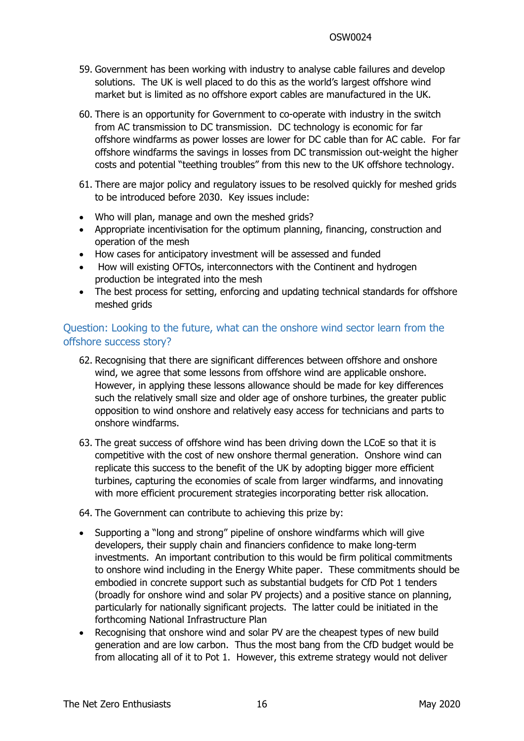59. Government has been working with industry to analyse cable failures and develop solutions. The UK is well placed to do this as the world's largest offshore wind market but is limited as no offshore export cables are manufactured in the UK.

60. There is an opportunity for Government to co-operate with industry in the switch from AC transmission to DC transmission. DC technology is economic for far offshore windfarms as power losses are lower for DC cable than for AC cable. For far offshore windfarms the savings in losses from DC transmission out-weight the higher costs and potential "teething troubles" from this new to the UK offshore technology.

61. There are major policy and regulatory issues to be resolved quickly for meshed grids to be introduced before 2030. Key issues include:

- Who will plan, manage and own the meshed grids?
- Appropriate incentivisation for the optimum planning, financing, construction and operation of the mesh
- How cases for anticipatory investment will be assessed and funded
- How will existing OFTOs, interconnectors with the Continent and hydrogen production be integrated into the mesh
- The best process for setting, enforcing and updating technical standards for offshore meshed grids

## Question: Looking to the future, what can the onshore wind sector learn from the offshore success story?

62. Recognising that there are significant differences between offshore and onshore wind, we agree that some lessons from offshore wind are applicable onshore. However, in applying these lessons allowance should be made for key differences such the relatively small size and older age of onshore turbines, the greater public opposition to wind onshore and relatively easy access for technicians and parts to onshore windfarms.

63. The great success of offshore wind has been driving down the LCoE so that it is competitive with the cost of new onshore thermal generation. Onshore wind can replicate this success to the benefit of the UK by adopting bigger more efficient turbines, capturing the economies of scale from larger windfarms, and innovating with more efficient procurement strategies incorporating better risk allocation.

64. The Government can contribute to achieving this prize by:

- Supporting a "long and strong" pipeline of onshore windfarms which will give developers, their supply chain and financiers confidence to make long-term investments. An important contribution to this would be firm political commitments to onshore wind including in the Energy White paper. These commitments should be embodied in concrete support such as substantial budgets for CfD Pot 1 tenders (broadly for onshore wind and solar PV projects) and a positive stance on planning, particularly for nationally significant projects. The latter could be initiated in the forthcoming National Infrastructure Plan
- Recognising that onshore wind and solar PV are the cheapest types of new build generation and are low carbon. Thus the most bang from the CfD budget would be from allocating all of it to Pot 1. However, this extreme strategy would not deliver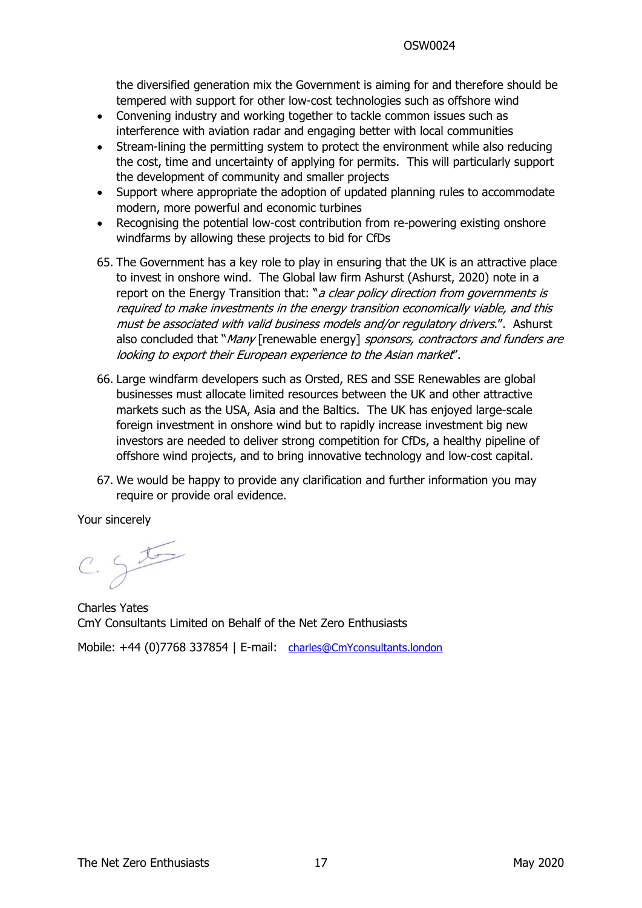the diversified generation mix the Government is aiming for and therefore should be tempered with support for other low-cost technologies such as offshore wind

- Convening industry and working together to tackle common issues such as interference with aviation radar and engaging better with local communities
- Stream-lining the permitting system to protect the environment while also reducing the cost, time and uncertainty of applying for permits. This will particularly support the development of community and smaller projects
- Support where appropriate the adoption of updated planning rules to accommodate modern, more powerful and economic turbines
- Recognising the potential low-cost contribution from re-powering existing onshore windfarms by allowing these projects to bid for CfDs

65. The Government has a key role to play in ensuring that the UK is an attractive place to invest in onshore wind. The Global law firm Ashurst (Ashurst, 2020) note in a report on the Energy Transition that: "*a clear policy direction from governments is required to make investments in the energy transition economically viable, and this must be associated with valid business models and/or regulatory drivers.*". Ashurst also concluded that "*Many* [renewable energy] *sponsors, contractors and funders are looking to export their European experience to the Asian market*".

66. Large windfarm developers such as Orsted, RES and SSE Renewables are global businesses must allocate limited resources between the UK and other attractive markets such as the USA, Asia and the Baltics. The UK has enjoyed large-scale foreign investment in onshore wind but to rapidly increase investment big new investors are needed to deliver strong competition for CfDs, a healthy pipeline of offshore wind projects, and to bring innovative technology and low-cost capital.

67. We would be happy to provide any clarification and further information you may require or provide oral evidence.

Your sincerely

Charles Yates
CmY Consultants Limited on Behalf of the Net Zero Enthusiasts

Mobile: +44 (0)7768 337854 | E-mail: charles@CmYconsultants.london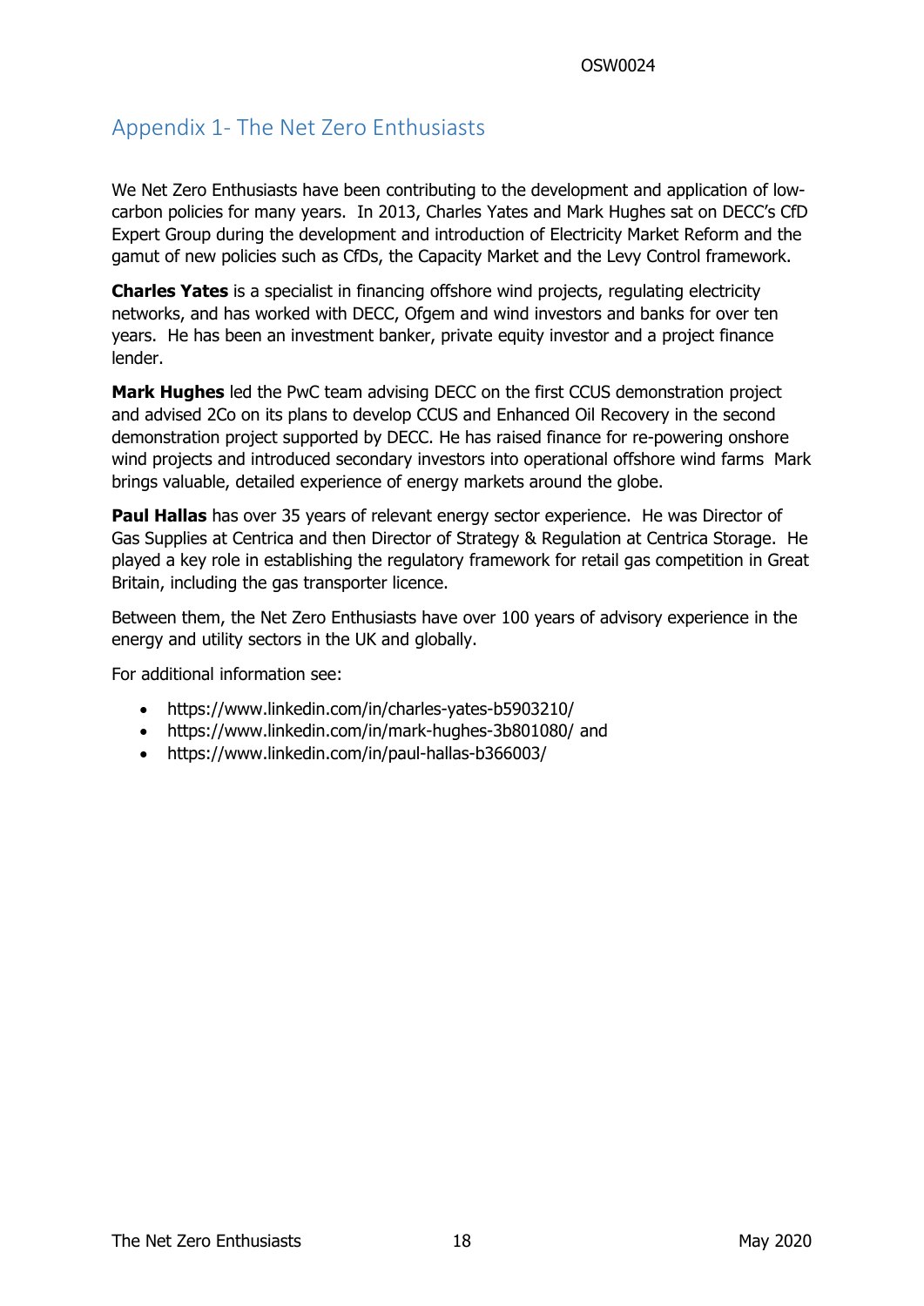## Appendix 1- The Net Zero Enthusiasts

We Net Zero Enthusiasts have been contributing to the development and application of low-carbon policies for many years. In 2013, Charles Yates and Mark Hughes sat on DECC's CfD Expert Group during the development and introduction of Electricity Market Reform and the gamut of new policies such as CfDs, the Capacity Market and the Levy Control framework.

**Charles Yates** is a specialist in financing offshore wind projects, regulating electricity networks, and has worked with DECC, Ofgem and wind investors and banks for over ten years. He has been an investment banker, private equity investor and a project finance lender.

**Mark Hughes** led the PwC team advising DECC on the first CCUS demonstration project and advised 2Co on its plans to develop CCUS and Enhanced Oil Recovery in the second demonstration project supported by DECC. He has raised finance for re-powering onshore wind projects and introduced secondary investors into operational offshore wind farms Mark brings valuable, detailed experience of energy markets around the globe.

**Paul Hallas** has over 35 years of relevant energy sector experience. He was Director of Gas Supplies at Centrica and then Director of Strategy & Regulation at Centrica Storage. He played a key role in establishing the regulatory framework for retail gas competition in Great Britain, including the gas transporter licence.

Between them, the Net Zero Enthusiasts have over 100 years of advisory experience in the energy and utility sectors in the UK and globally.

For additional information see:

- https://www.linkedin.com/in/charles-yates-b5903210/
- https://www.linkedin.com/in/mark-hughes-3b801080/ and
- https://www.linkedin.com/in/paul-hallas-b366003/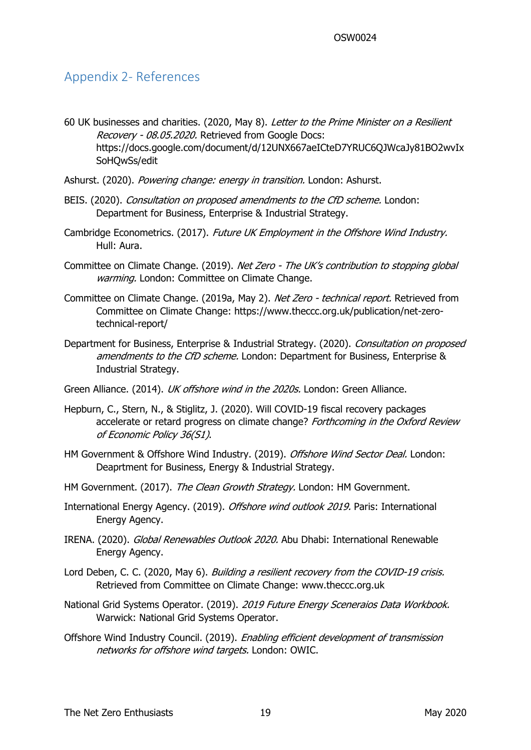## Appendix 2- References

60 UK businesses and charities. (2020, May 8). *Letter to the Prime Minister on a Resilient Recovery - 08.05.2020.* Retrieved from Google Docs: https://docs.google.com/document/d/12UNX667aeICteD7YRUC6QJWcaJy81BO2wvIxSoHQwSs/edit

Ashurst. (2020). *Powering change: energy in transition.* London: Ashurst.

BEIS. (2020). *Consultation on proposed amendments to the CfD scheme.* London: Department for Business, Enterprise & Industrial Strategy.

Cambridge Econometrics. (2017). *Future UK Employment in the Offshore Wind Industry.* Hull: Aura.

Committee on Climate Change. (2019). *Net Zero - The UK's contribution to stopping global warming.* London: Committee on Climate Change.

Committee on Climate Change. (2019a, May 2). *Net Zero - technical report.* Retrieved from Committee on Climate Change: https://www.theccc.org.uk/publication/net-zero-technical-report/

Department for Business, Enterprise & Industrial Strategy. (2020). *Consultation on proposed amendments to the CfD scheme.* London: Department for Business, Enterprise & Industrial Strategy.

Green Alliance. (2014). *UK offshore wind in the 2020s.* London: Green Alliance.

Hepburn, C., Stern, N., & Stiglitz, J. (2020). Will COVID-19 fiscal recovery packages accelerate or retard progress on climate change? *Forthcoming in the Oxford Review of Economic Policy 36(S1).*

HM Government & Offshore Wind Industry. (2019). *Offshore Wind Sector Deal.* London: Deaprtment for Business, Energy & Industrial Strategy.

HM Government. (2017). *The Clean Growth Strategy.* London: HM Government.

International Energy Agency. (2019). *Offshore wind outlook 2019.* Paris: International Energy Agency.

IRENA. (2020). *Global Renewables Outlook 2020.* Abu Dhabi: International Renewable Energy Agency.

Lord Deben, C. C. (2020, May 6). *Building a resilient recovery from the COVID-19 crisis.* Retrieved from Committee on Climate Change: www.theccc.org.uk

National Grid Systems Operator. (2019). *2019 Future Energy Sceneraios Data Workbook.* Warwick: National Grid Systems Operator.

Offshore Wind Industry Council. (2019). *Enabling efficient development of transmission networks for offshore wind targets.* London: OWIC.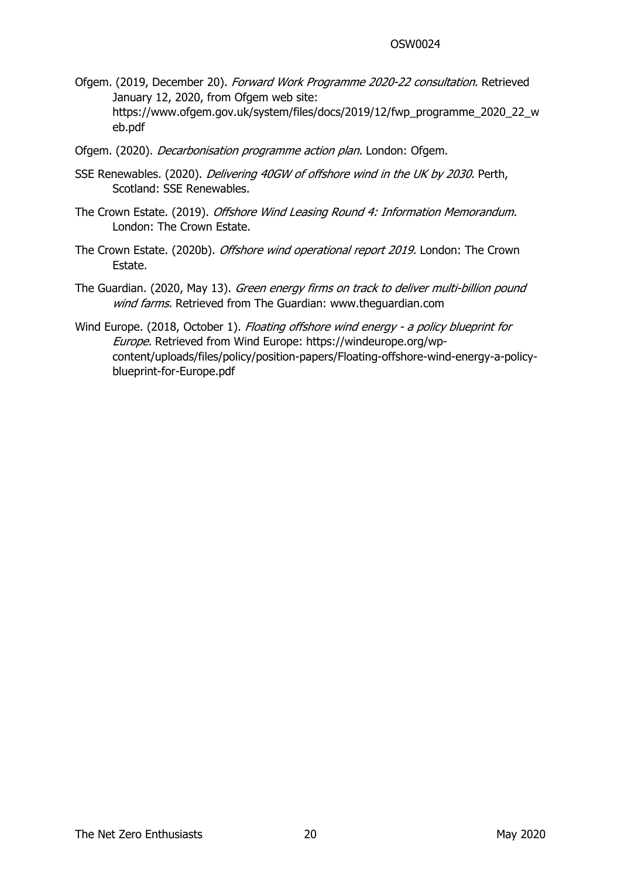Ofgem. (2019, December 20). *Forward Work Programme 2020-22 consultation.* Retrieved January 12, 2020, from Ofgem web site: https://www.ofgem.gov.uk/system/files/docs/2019/12/fwp_programme_2020_22_web.pdf

Ofgem. (2020). *Decarbonisation programme action plan.* London: Ofgem.

SSE Renewables. (2020). *Delivering 40GW of offshore wind in the UK by 2030.* Perth, Scotland: SSE Renewables.

The Crown Estate. (2019). *Offshore Wind Leasing Round 4: Information Memorandum.* London: The Crown Estate.

The Crown Estate. (2020b). *Offshore wind operational report 2019.* London: The Crown Estate.

The Guardian. (2020, May 13). *Green energy firms on track to deliver multi-billion pound wind farms.* Retrieved from The Guardian: www.theguardian.com

Wind Europe. (2018, October 1). *Floating offshore wind energy - a policy blueprint for Europe.* Retrieved from Wind Europe: https://windeurope.org/wp-content/uploads/files/policy/position-papers/Floating-offshore-wind-energy-a-policy-blueprint-for-Europe.pdf